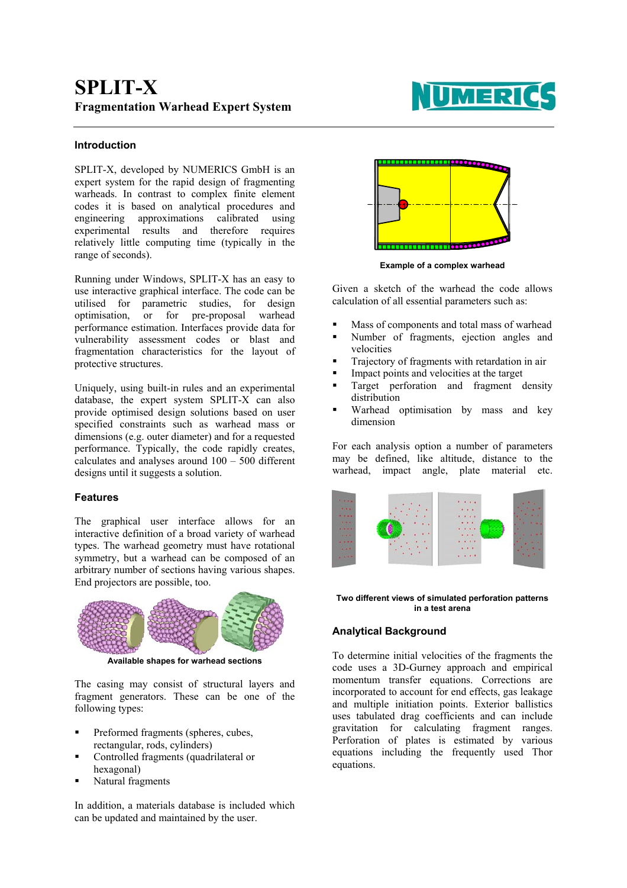# SPLIT-X

**Fragmentation Warhead Expert System**

## Introduction

SPLIT-X, developed by NUMERICS GmbH is an expert system for the rapid design of fragmenting warheads. In contrast to complex finite element codes it is based on analytical procedures and engineering approximations calibrated using experimental results and therefore requires relatively little computing time (typically in the range of seconds).

Running under Windows, SPLIT-X has an easy to use interactive graphical interface. The code can be utilised for parametric studies, for design optimisation, or for pre-proposal warhead performance estimation. Interfaces provide data for vulnerability assessment codes or blast and fragmentation characteristics for the layout of protective structures.

Uniquely, using built-in rules and an experimental database, the expert system SPLIT-X can also provide optimised design solutions based on user specified constraints such as warhead mass or dimensions (e.g. outer diameter) and for a requested performance. Typically, the code rapidly creates, calculates and analyses around 100 – 500 different designs until it suggests a solution.

## Features

The graphical user interface allows for an interactive definition of a broad variety of warhead types. The warhead geometry must have rotational symmetry, but a warhead can be composed of an arbitrary number of sections having various shapes. End projectors are possible, too.

**Available shapes for warhead sections**

The casing may consist of structural layers and fragment generators. These can be one of the following types:

- Preformed fragments (spheres, cubes, rectangular, rods, cylinders)
- Controlled fragments (quadrilateral or hexagonal)
- Natural fragments

In addition, a materials database is included which can be updated and maintained by the user.

**Example of a complex warhead**

Given a sketch of the warhead the code allows calculation of all essential parameters such as:

- Mass of components and total mass of warhead
- Number of fragments, ejection angles and velocities
- Trajectory of fragments with retardation in air
- Impact points and velocities at the target
- Target perforation and fragment density distribution
- Warhead optimisation by mass and key dimension

For each analysis option a number of parameters may be defined, like altitude, distance to the warhead, impact angle, plate material etc.

**Two different views of simulated perforation patterns in a test arena**

## Analytical Background

To determine initial velocities of the fragments the code uses a 3D-Gurney approach and empirical momentum transfer equations. Corrections are incorporated to account for end effects, gas leakage and multiple initiation points. Exterior ballistics uses tabulated drag coefficients and can include gravitation for calculating fragment ranges. Perforation of plates is estimated by various equations including the frequently used Thor equations.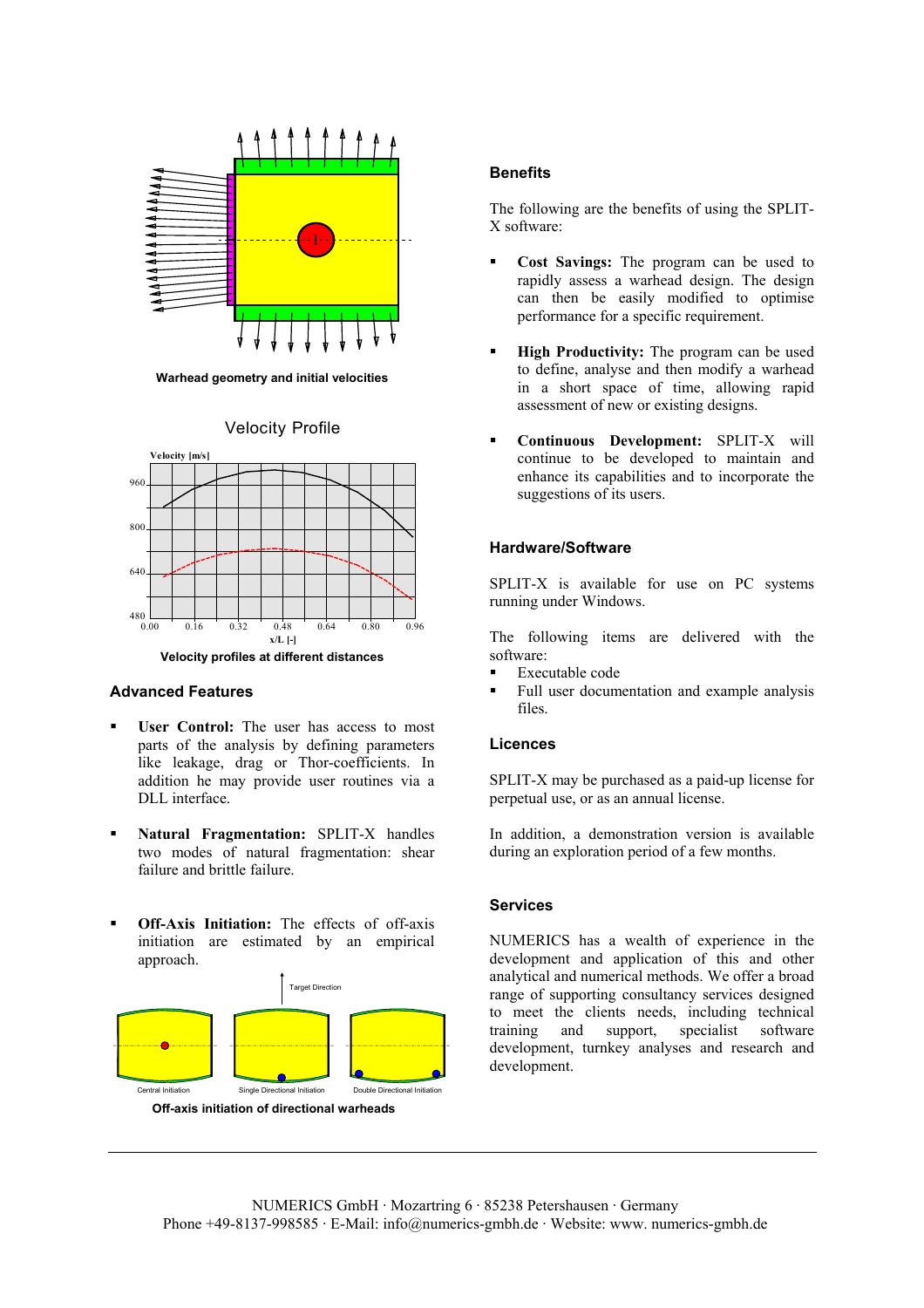1

Warhead geometry and initial velocities

Velocity Profile

Velocity [m/s]

960

800

640

480

0.00 0.16 0.32 0.48 0.64 0.80 0.96

x/L [-]

Velocity profiles at different distances

## Advanced Features

- **User Control:** The user has access to most parts of the analysis by defining parameters like leakage, drag or Thor-coefficients. In addition he may provide user routines via a DLL interface.
- **Natural Fragmentation:** SPLIT-X handles two modes of natural fragmentation: shear failure and brittle failure.
- **Off-Axis Initiation:** The effects of off-axis initiation are estimated by an empirical approach.

Target Direction

Central Initiation

Single Directional Initiation

Double Directional Initiation

Off-axis initiation of directional warheads

## Benefits

The following are the benefits of using the SPLIT-X software:

- **Cost Savings:** The program can be used to rapidly assess a warhead design. The design can then be easily modified to optimise performance for a specific requirement.
- **High Productivity:** The program can be used to define, analyse and then modify a warhead in a short space of time, allowing rapid assessment of new or existing designs.
- **Continuous Development:** SPLIT-X will continue to be developed to maintain and enhance its capabilities and to incorporate the suggestions of its users.

## Hardware/Software

SPLIT-X is available for use on PC systems running under Windows.

The following items are delivered with the software:

- Executable code
- Full user documentation and example analysis files.

## Licences

SPLIT-X may be purchased as a paid-up license for perpetual use, or as an annual license.

In addition, a demonstration version is available during an exploration period of a few months.

## Services

NUMERICS has a wealth of experience in the development and application of this and other analytical and numerical methods. We offer a broad range of supporting consultancy services designed to meet the clients needs, including technical training and support, specialist software development, turnkey analyses and research and development.

NUMERICS GmbH · Mozartring 6 · 85238 Petershausen · Germany
Phone +49-8137-998585 · E-Mail: info@numerics-gmbh.de · Website: www. numerics-gmbh.de